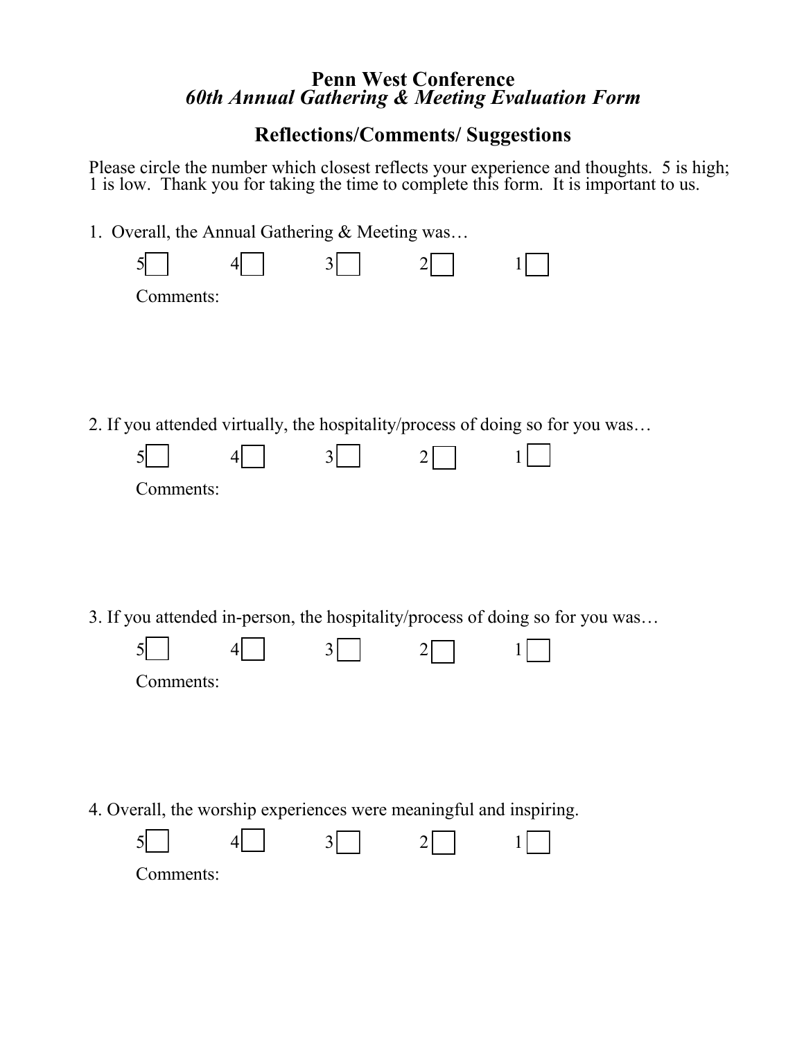# Penn West Conference

## *60th Annual Gathering & Meeting Evaluation Form*

## Reflections/Comments/ Suggestions

Please circle the number which closest reflects your experience and thoughts. 5 is high; 1 is low. Thank you for taking the time to complete this form. It is important to us.

1. Overall, the Annual Gathering & Meeting was…

5☐ 4☐ 3☐ 2☐ 1☐

Comments:

2. If you attended virtually, the hospitality/process of doing so for you was…

5☐ 4☐ 3☐ 2☐ 1☐

Comments:

3. If you attended in-person, the hospitality/process of doing so for you was…

5☐ 4☐ 3☐ 2☐ 1☐

Comments:

4. Overall, the worship experiences were meaningful and inspiring.

5☐ 4☐ 3☐ 2☐ 1☐

Comments: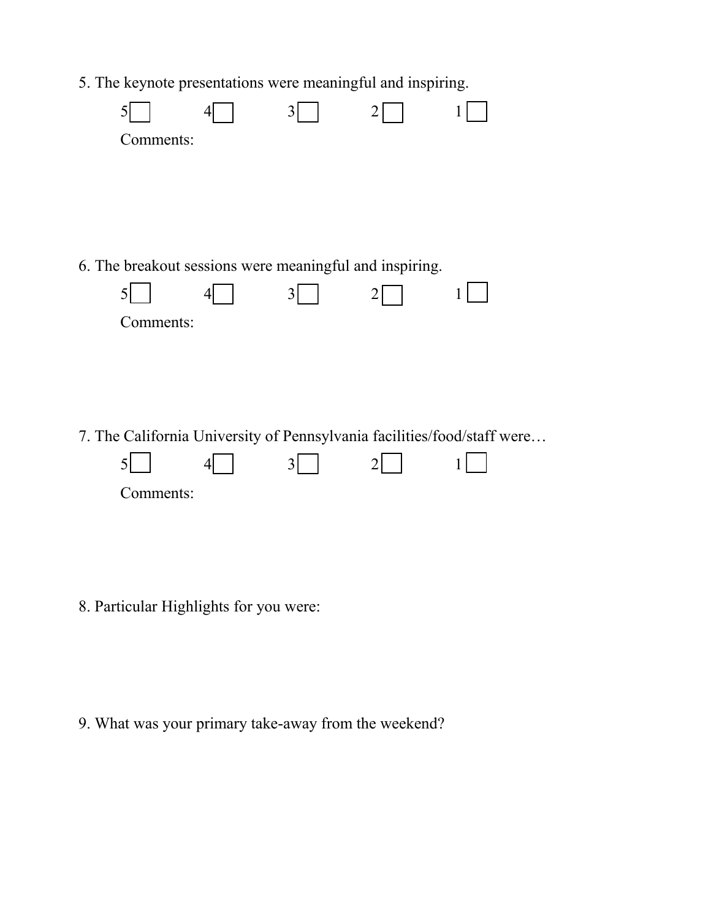5. The keynote presentations were meaningful and inspiring.

5 ☐ 4 ☐ 3 ☐ 2 ☐ 1 ☐

Comments:

6. The breakout sessions were meaningful and inspiring.

5 ☐ 4 ☐ 3 ☐ 2 ☐ 1 ☐

Comments:

7. The California University of Pennsylvania facilities/food/staff were…

5 ☐ 4 ☐ 3 ☐ 2 ☐ 1 ☐

Comments:

8. Particular Highlights for you were:

9. What was your primary take-away from the weekend?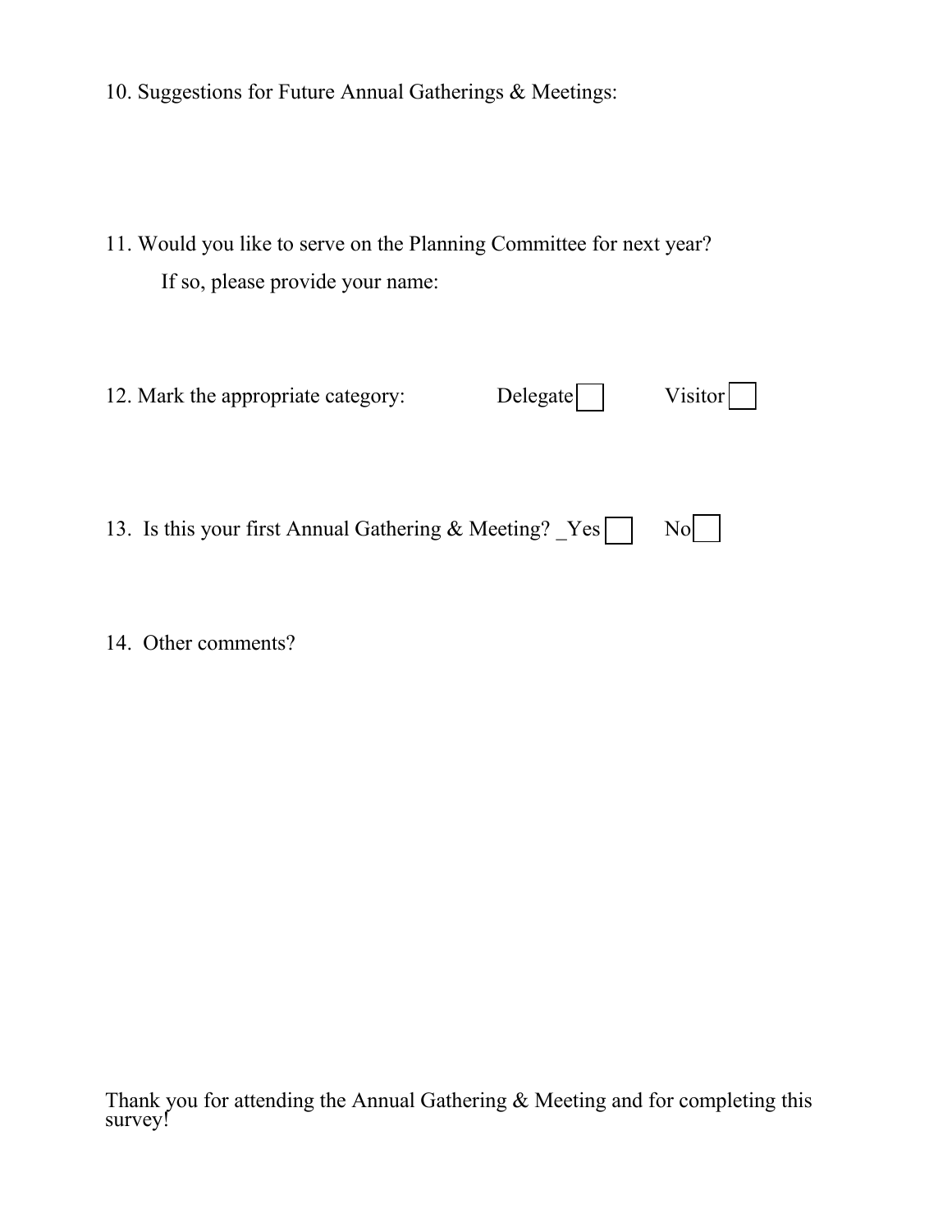10. Suggestions for Future Annual Gatherings & Meetings:

11. Would you like to serve on the Planning Committee for next year?

    If so, please provide your name:

12. Mark the appropriate category: Delegate ☐ Visitor ☐

13. Is this your first Annual Gathering & Meeting? _Yes ☐ No ☐

14. Other comments?

Thank you for attending the Annual Gathering & Meeting and for completing this survey!